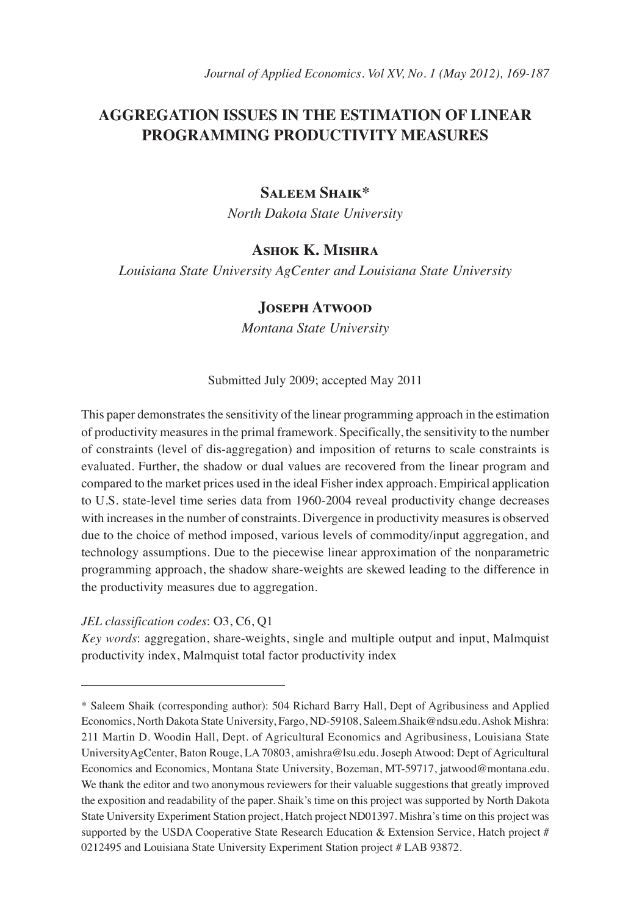# AGGREGATION ISSUES IN THE ESTIMATION OF LINEAR PROGRAMMING PRODUCTIVITY MEASURES

**Saleem Shaik***

*North Dakota State University*

**Ashok K. Mishra**

*Louisiana State University AgCenter and Louisiana State University*

**Joseph Atwood**

*Montana State University*

Submitted July 2009; accepted May 2011

This paper demonstrates the sensitivity of the linear programming approach in the estimation of productivity measures in the primal framework. Specifically, the sensitivity to the number of constraints (level of dis-aggregation) and imposition of returns to scale constraints is evaluated. Further, the shadow or dual values are recovered from the linear program and compared to the market prices used in the ideal Fisher index approach. Empirical application to U.S. state-level time series data from 1960-2004 reveal productivity change decreases with increases in the number of constraints. Divergence in productivity measures is observed due to the choice of method imposed, various levels of commodity/input aggregation, and technology assumptions. Due to the piecewise linear approximation of the nonparametric programming approach, the shadow share-weights are skewed leading to the difference in the productivity measures due to aggregation.

*JEL classification codes*: O3, C6, Q1

*Key words*: aggregation, share-weights, single and multiple output and input, Malmquist productivity index, Malmquist total factor productivity index

---

* Saleem Shaik (corresponding author): 504 Richard Barry Hall, Dept of Agribusiness and Applied Economics, North Dakota State University, Fargo, ND-59108, Saleem.Shaik@ndsu.edu. Ashok Mishra: 211 Martin D. Woodin Hall, Dept. of Agricultural Economics and Agribusiness, Louisiana State UniversityAgCenter, Baton Rouge, LA 70803, amishra@lsu.edu. Joseph Atwood: Dept of Agricultural Economics and Economics, Montana State University, Bozeman, MT-59717, jatwood@montana.edu. We thank the editor and two anonymous reviewers for their valuable suggestions that greatly improved the exposition and readability of the paper. Shaik's time on this project was supported by North Dakota State University Experiment Station project, Hatch project ND01397. Mishra's time on this project was supported by the USDA Cooperative State Research Education & Extension Service, Hatch project # 0212495 and Louisiana State University Experiment Station project # LAB 93872.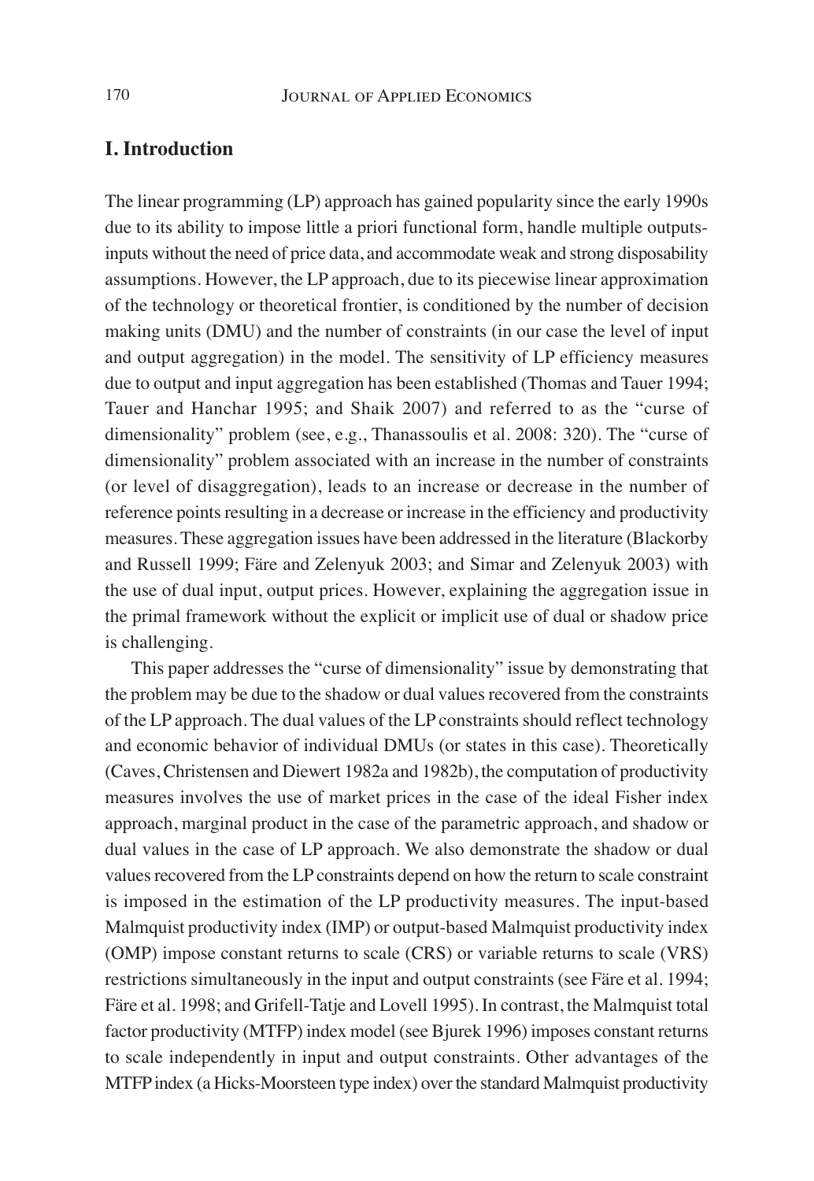## I. Introduction

The linear programming (LP) approach has gained popularity since the early 1990s due to its ability to impose little a priori functional form, handle multiple outputs-inputs without the need of price data, and accommodate weak and strong disposability assumptions. However, the LP approach, due to its piecewise linear approximation of the technology or theoretical frontier, is conditioned by the number of decision making units (DMU) and the number of constraints (in our case the level of input and output aggregation) in the model. The sensitivity of LP efficiency measures due to output and input aggregation has been established (Thomas and Tauer 1994; Tauer and Hanchar 1995; and Shaik 2007) and referred to as the "curse of dimensionality" problem (see, e.g., Thanassoulis et al. 2008: 320). The "curse of dimensionality" problem associated with an increase in the number of constraints (or level of disaggregation), leads to an increase or decrease in the number of reference points resulting in a decrease or increase in the efficiency and productivity measures. These aggregation issues have been addressed in the literature (Blackorby and Russell 1999; Färe and Zelenyuk 2003; and Simar and Zelenyuk 2003) with the use of dual input, output prices. However, explaining the aggregation issue in the primal framework without the explicit or implicit use of dual or shadow price is challenging.

This paper addresses the "curse of dimensionality" issue by demonstrating that the problem may be due to the shadow or dual values recovered from the constraints of the LP approach. The dual values of the LP constraints should reflect technology and economic behavior of individual DMUs (or states in this case). Theoretically (Caves, Christensen and Diewert 1982a and 1982b), the computation of productivity measures involves the use of market prices in the case of the ideal Fisher index approach, marginal product in the case of the parametric approach, and shadow or dual values in the case of LP approach. We also demonstrate the shadow or dual values recovered from the LP constraints depend on how the return to scale constraint is imposed in the estimation of the LP productivity measures. The input-based Malmquist productivity index (IMP) or output-based Malmquist productivity index (OMP) impose constant returns to scale (CRS) or variable returns to scale (VRS) restrictions simultaneously in the input and output constraints (see Färe et al. 1994; Färe et al. 1998; and Grifell-Tatje and Lovell 1995). In contrast, the Malmquist total factor productivity (MTFP) index model (see Bjurek 1996) imposes constant returns to scale independently in input and output constraints. Other advantages of the MTFP index (a Hicks-Moorsteen type index) over the standard Malmquist productivity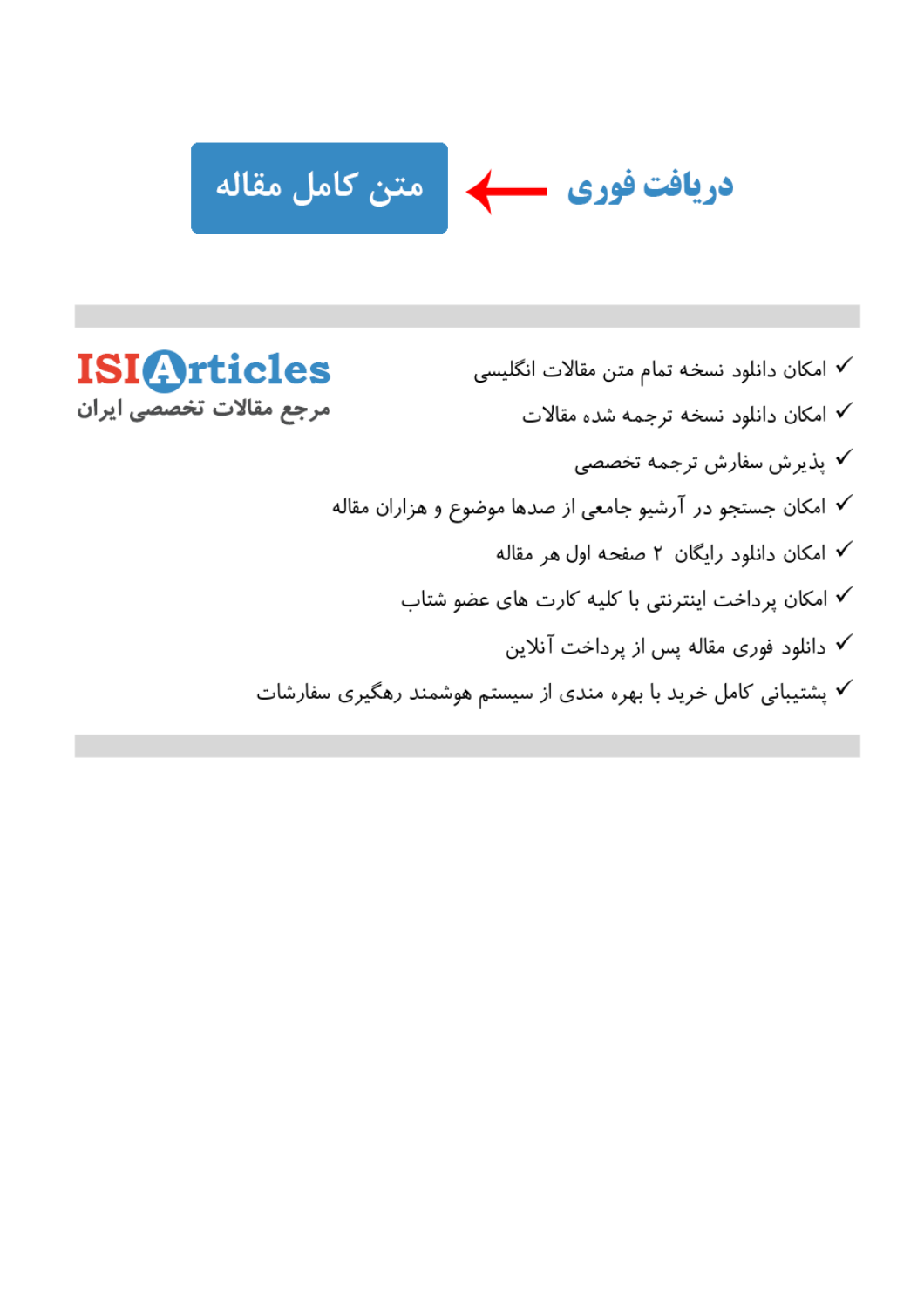دریافت فوری ← **متن کامل مقاله**

**ISIArticles**
مرجع مقالات تخصصی ایران

- ✓ امکان دانلود نسخه تمام متن مقالات انگلیسی
- ✓ امکان دانلود نسخه ترجمه شده مقالات
- ✓ پذیرش سفارش ترجمه تخصصی
- ✓ امکان جستجو در آرشیو جامعی از صدها موضوع و هزاران مقاله
- ✓ امکان دانلود رایگان ۲ صفحه اول هر مقاله
- ✓ امکان پرداخت اینترنتی با کلیه کارت های عضو شتاب
- ✓ دانلود فوری مقاله پس از پرداخت آنلاین
- ✓ پشتیبانی کامل خرید با بهره مندی از سیستم هوشمند رهگیری سفارشات